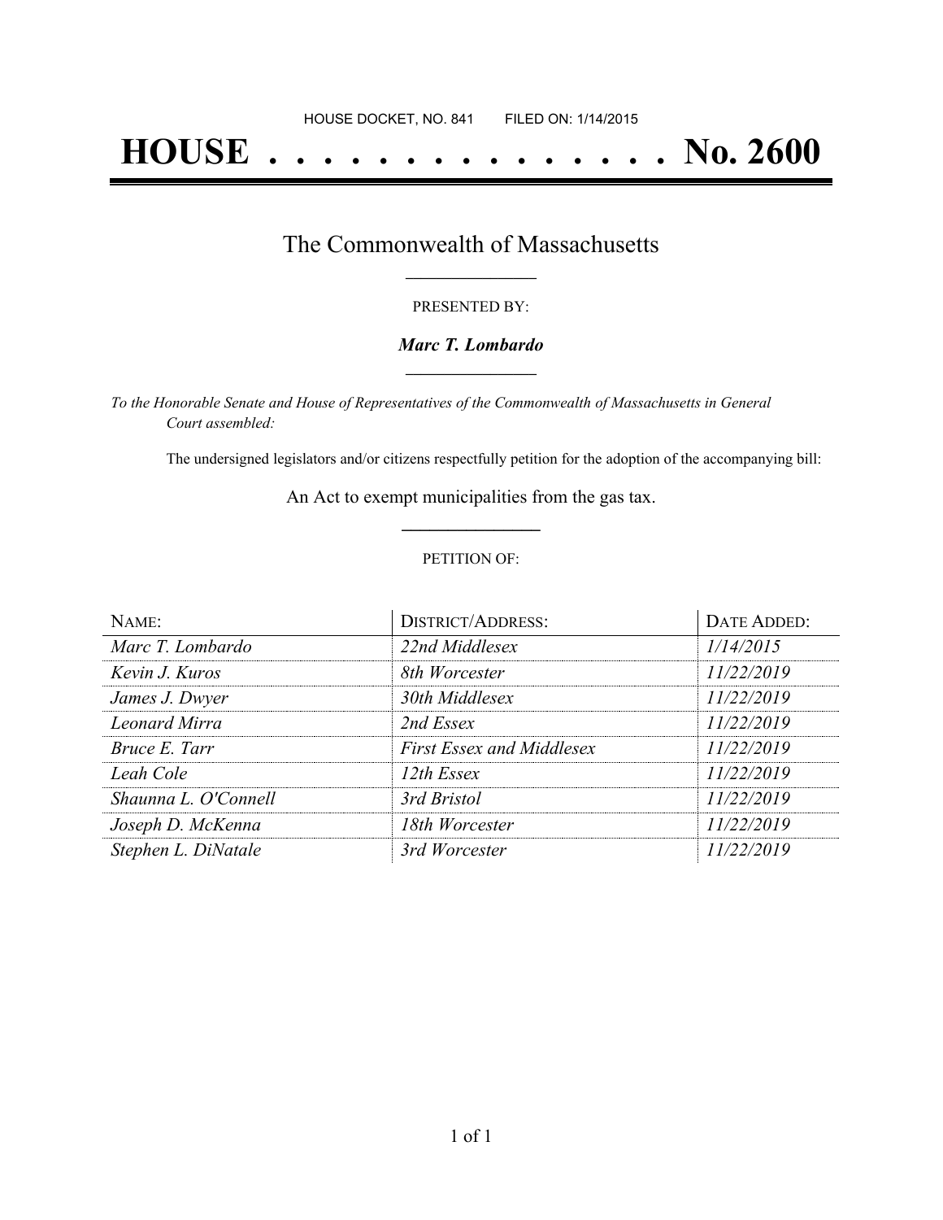HOUSE DOCKET, NO. 841 FILED ON: 1/14/2015

# HOUSE . . . . . . . . . . . . . . . No. 2600

## The Commonwealth of Massachusetts

PRESENTED BY:

***Marc T. Lombardo***

*To the Honorable Senate and House of Representatives of the Commonwealth of Massachusetts in General Court assembled:*

The undersigned legislators and/or citizens respectfully petition for the adoption of the accompanying bill:

An Act to exempt municipalities from the gas tax.

PETITION OF:

| NAME: | DISTRICT/ADDRESS: | DATE ADDED: |
|---|---|---|
| *Marc T. Lombardo* | *22nd Middlesex* | *1/14/2015* |
| *Kevin J. Kuros* | *8th Worcester* | *11/22/2019* |
| *James J. Dwyer* | *30th Middlesex* | *11/22/2019* |
| *Leonard Mirra* | *2nd Essex* | *11/22/2019* |
| *Bruce E. Tarr* | *First Essex and Middlesex* | *11/22/2019* |
| *Leah Cole* | *12th Essex* | *11/22/2019* |
| *Shaunna L. O'Connell* | *3rd Bristol* | *11/22/2019* |
| *Joseph D. McKenna* | *18th Worcester* | *11/22/2019* |
| *Stephen L. DiNatale* | *3rd Worcester* | *11/22/2019* |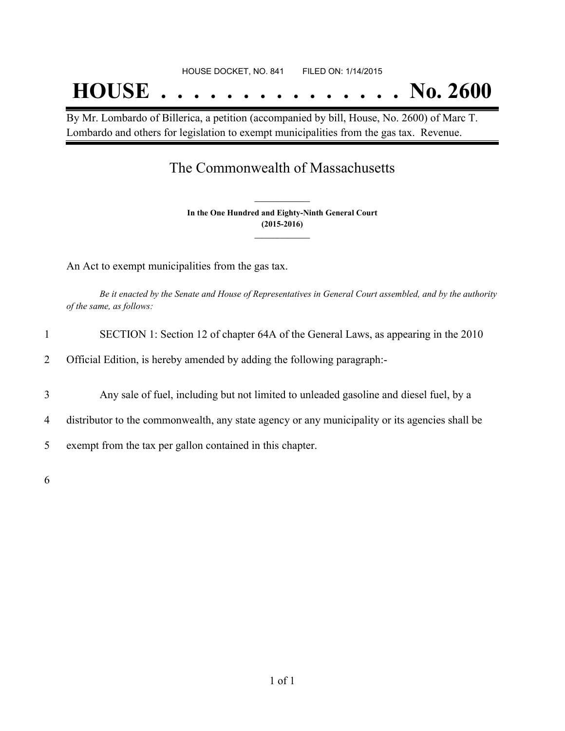HOUSE DOCKET, NO. 841 FILED ON: 1/14/2015

# HOUSE . . . . . . . . . . . . . . . No. 2600

By Mr. Lombardo of Billerica, a petition (accompanied by bill, House, No. 2600) of Marc T. Lombardo and others for legislation to exempt municipalities from the gas tax. Revenue.

## The Commonwealth of Massachusetts

**In the One Hundred and Eighty-Ninth General Court**
**(2015-2016)**

An Act to exempt municipalities from the gas tax.

*Be it enacted by the Senate and House of Representatives in General Court assembled, and by the authority of the same, as follows:*

1 SECTION 1: Section 12 of chapter 64A of the General Laws, as appearing in the 2010
2 Official Edition, is hereby amended by adding the following paragraph:-

3 Any sale of fuel, including but not limited to unleaded gasoline and diesel fuel, by a
4 distributor to the commonwealth, any state agency or any municipality or its agencies shall be
5 exempt from the tax per gallon contained in this chapter.

6